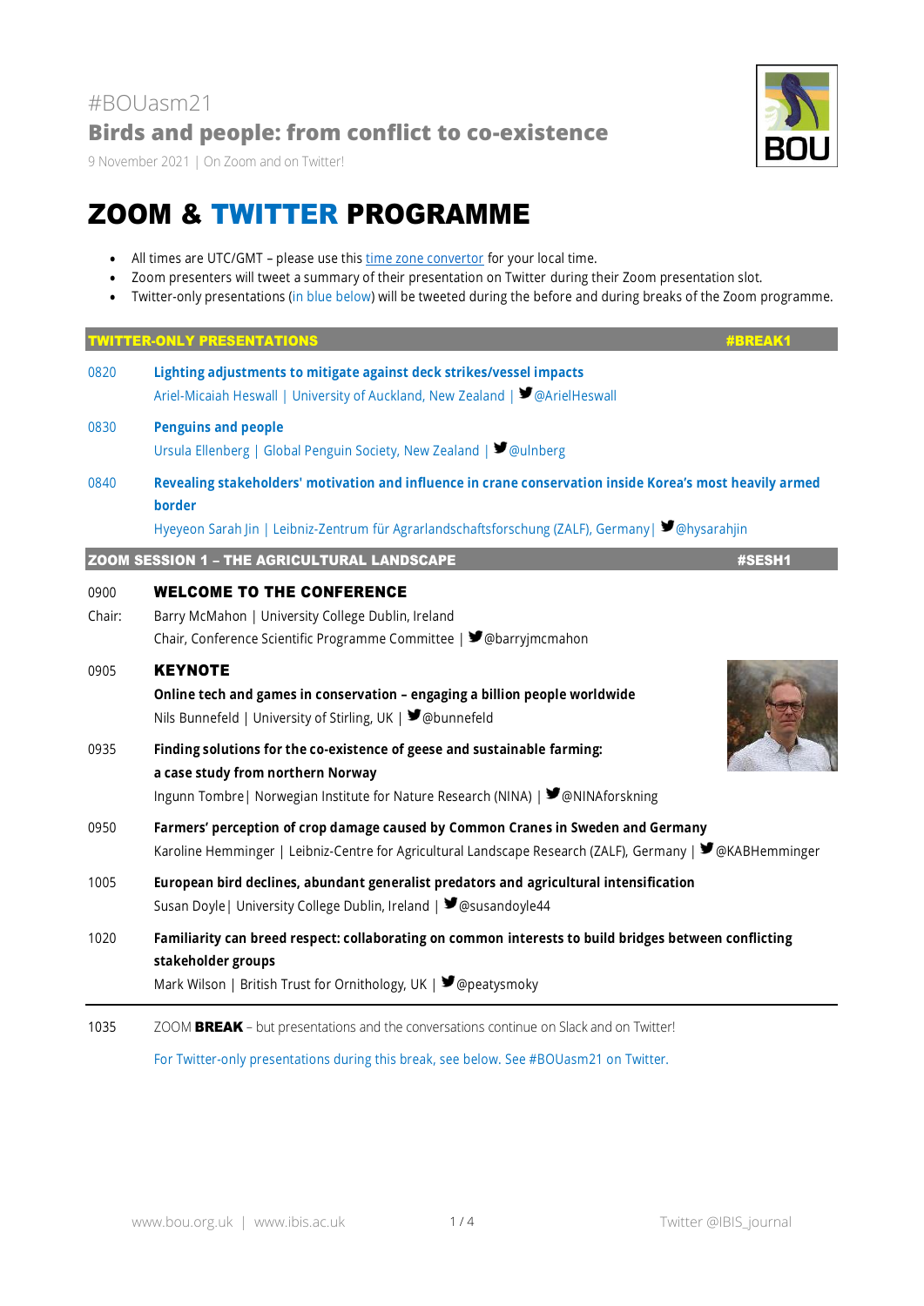#BOUasm21

## Birds and people: from conflict to co-existence

9 November 2021 | On Zoom and on Twitter!

# ZOOM & TWITTER PROGRAMME

- All times are UTC/GMT – please use this time zone convertor for your local time.
- Zoom presenters will tweet a summary of their presentation on Twitter during their Zoom presentation slot.
- Twitter-only presentations (in blue below) will be tweeted during the before and during breaks of the Zoom programme.

## TWITTER-ONLY PRESENTATIONS #BREAK1

0820 **Lighting adjustments to mitigate against deck strikes/vessel impacts**
Ariel-Micaiah Heswall | University of Auckland, New Zealand | @ArielHeswall

0830 **Penguins and people**
Ursula Ellenberg | Global Penguin Society, New Zealand | @ulnberg

0840 **Revealing stakeholders' motivation and influence in crane conservation inside Korea's most heavily armed border**
Hyeyeon Sarah Jin | Leibniz-Zentrum für Agrarlandschaftsforschung (ZALF), Germany | @hysarahjin

## ZOOM SESSION 1 – THE AGRICULTURAL LANDSCAPE #SESH1

0900 **WELCOME TO THE CONFERENCE**
Chair: Barry McMahon | University College Dublin, Ireland
Chair, Conference Scientific Programme Committee | @barryjmcmahon

0905 **KEYNOTE**
**Online tech and games in conservation – engaging a billion people worldwide**
Nils Bunnefeld | University of Stirling, UK | @bunnefeld

0935 **Finding solutions for the co-existence of geese and sustainable farming: a case study from northern Norway**
Ingunn Tombre | Norwegian Institute for Nature Research (NINA) | @NINAforskning

0950 **Farmers' perception of crop damage caused by Common Cranes in Sweden and Germany**
Karoline Hemminger | Leibniz-Centre for Agricultural Landscape Research (ZALF), Germany | @KABHemminger

1005 **European bird declines, abundant generalist predators and agricultural intensification**
Susan Doyle | University College Dublin, Ireland | @susandoyle44

1020 **Familiarity can breed respect: collaborating on common interests to build bridges between conflicting stakeholder groups**
Mark Wilson | British Trust for Ornithology, UK | @peatysmoky

---

1035 ZOOM **BREAK** – but presentations and the conversations continue on Slack and on Twitter!

For Twitter-only presentations during this break, see below. See #BOUasm21 on Twitter.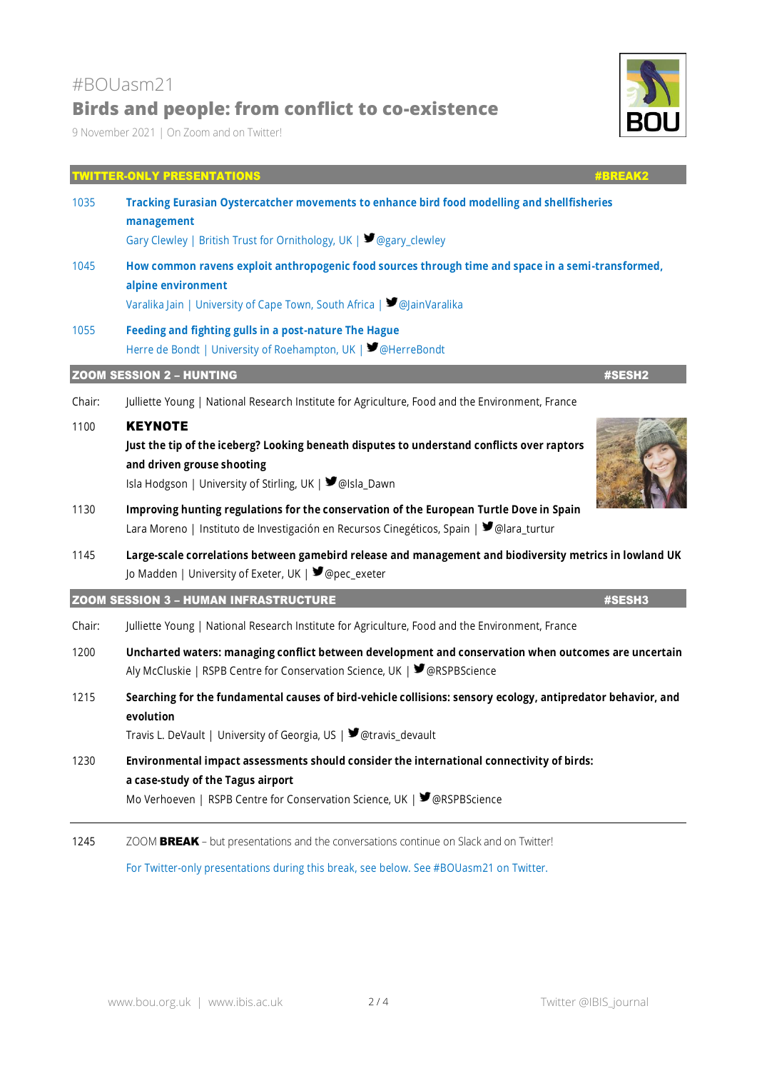#BOUasm21

# Birds and people: from conflict to co-existence

9 November 2021 | On Zoom and on Twitter!

## TWITTER-ONLY PRESENTATIONS #BREAK2

1035 **Tracking Eurasian Oystercatcher movements to enhance bird food modelling and shellfisheries management**
Gary Clewley | British Trust for Ornithology, UK | @gary_clewley

1045 **How common ravens exploit anthropogenic food sources through time and space in a semi-transformed, alpine environment**
Varalika Jain | University of Cape Town, South Africa | @JainVaralika

1055 **Feeding and fighting gulls in a post-nature The Hague**
Herre de Bondt | University of Roehampton, UK | @HerreBondt

## ZOOM SESSION 2 – HUNTING #SESH2

Chair: Julliette Young | National Research Institute for Agriculture, Food and the Environment, France

1100 **KEYNOTE**
**Just the tip of the iceberg? Looking beneath disputes to understand conflicts over raptors and driven grouse shooting**
Isla Hodgson | University of Stirling, UK | @Isla_Dawn

1130 **Improving hunting regulations for the conservation of the European Turtle Dove in Spain**
Lara Moreno | Instituto de Investigación en Recursos Cinegéticos, Spain | @lara_turtur

1145 **Large-scale correlations between gamebird release and management and biodiversity metrics in lowland UK**
Jo Madden | University of Exeter, UK | @pec_exeter

## ZOOM SESSION 3 – HUMAN INFRASTRUCTURE #SESH3

Chair: Julliette Young | National Research Institute for Agriculture, Food and the Environment, France

1200 **Uncharted waters: managing conflict between development and conservation when outcomes are uncertain**
Aly McCluskie | RSPB Centre for Conservation Science, UK | @RSPBScience

1215 **Searching for the fundamental causes of bird-vehicle collisions: sensory ecology, antipredator behavior, and evolution**
Travis L. DeVault | University of Georgia, US | @travis_devault

1230 **Environmental impact assessments should consider the international connectivity of birds: a case-study of the Tagus airport**
Mo Verhoeven | RSPB Centre for Conservation Science, UK | @RSPBScience

---

1245 ZOOM **BREAK** – but presentations and the conversations continue on Slack and on Twitter!

For Twitter-only presentations during this break, see below. See #BOUasm21 on Twitter.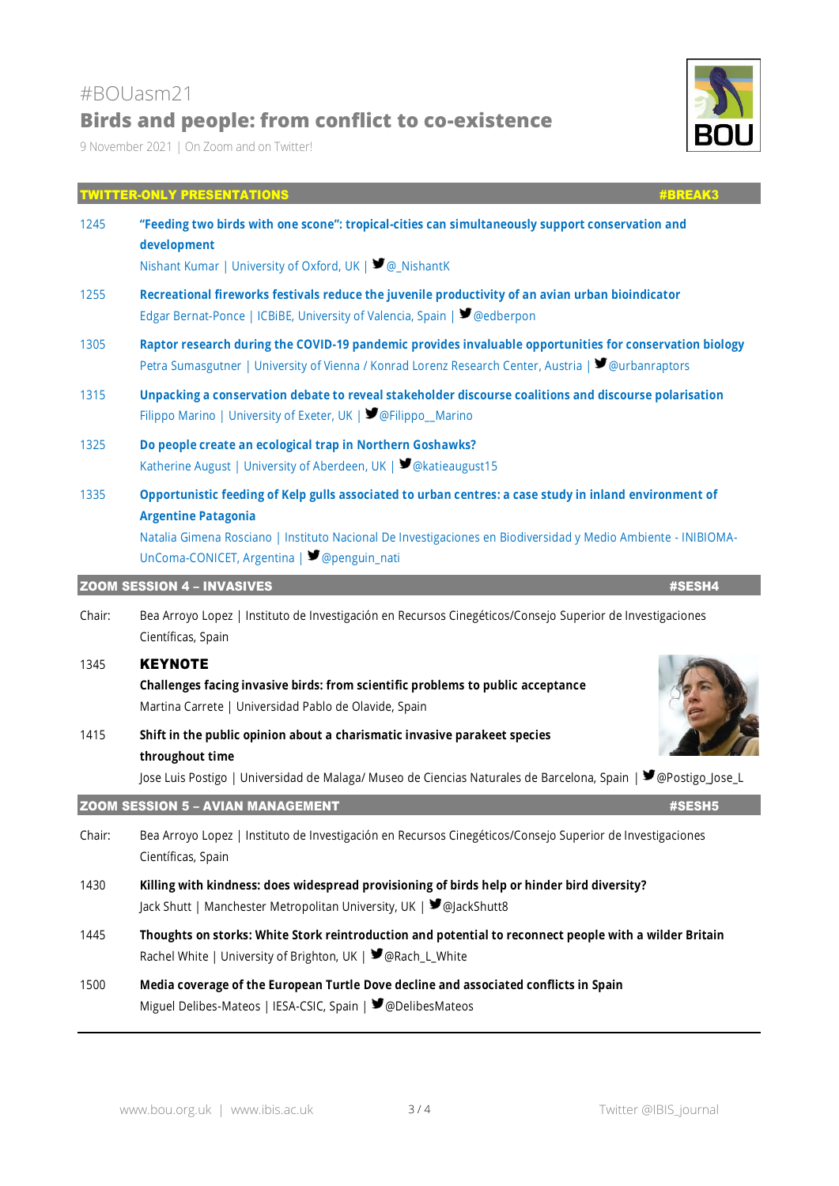#BOUasm21

## Birds and people: from conflict to co-existence

9 November 2021 | On Zoom and on Twitter!

### TWITTER-ONLY PRESENTATIONS #BREAK3

1245 **"Feeding two birds with one scone": tropical-cities can simultaneously support conservation and development**
Nishant Kumar | University of Oxford, UK | @_NishantK

1255 **Recreational fireworks festivals reduce the juvenile productivity of an avian urban bioindicator**
Edgar Bernat-Ponce | ICBiBE, University of Valencia, Spain | @edberpon

1305 **Raptor research during the COVID-19 pandemic provides invaluable opportunities for conservation biology**
Petra Sumasgutner | University of Vienna / Konrad Lorenz Research Center, Austria | @urbanraptors

1315 **Unpacking a conservation debate to reveal stakeholder discourse coalitions and discourse polarisation**
Filippo Marino | University of Exeter, UK | @Filippo__Marino

1325 **Do people create an ecological trap in Northern Goshawks?**
Katherine August | University of Aberdeen, UK | @katieaugust15

1335 **Opportunistic feeding of Kelp gulls associated to urban centres: a case study in inland environment of Argentine Patagonia**
Natalia Gimena Rosciano | Instituto Nacional De Investigaciones en Biodiversidad y Medio Ambiente - INIBIOMA-UnComa-CONICET, Argentina | @penguin_nati

### ZOOM SESSION 4 – INVASIVES #SESH4

Chair: Bea Arroyo Lopez | Instituto de Investigación en Recursos Cinegéticos/Consejo Superior de Investigaciones Científicas, Spain

1345 **KEYNOTE**
**Challenges facing invasive birds: from scientific problems to public acceptance**
Martina Carrete | Universidad Pablo de Olavide, Spain

1415 **Shift in the public opinion about a charismatic invasive parakeet species throughout time**
Jose Luis Postigo | Universidad de Malaga/ Museo de Ciencias Naturales de Barcelona, Spain | @Postigo_Jose_L

### ZOOM SESSION 5 – AVIAN MANAGEMENT #SESH5

Chair: Bea Arroyo Lopez | Instituto de Investigación en Recursos Cinegéticos/Consejo Superior de Investigaciones Científicas, Spain

1430 **Killing with kindness: does widespread provisioning of birds help or hinder bird diversity?**
Jack Shutt | Manchester Metropolitan University, UK | @JackShutt8

1445 **Thoughts on storks: White Stork reintroduction and potential to reconnect people with a wilder Britain**
Rachel White | University of Brighton, UK | @Rach_L_White

1500 **Media coverage of the European Turtle Dove decline and associated conflicts in Spain**
Miguel Delibes-Mateos | IESA-CSIC, Spain | @DelibesMateos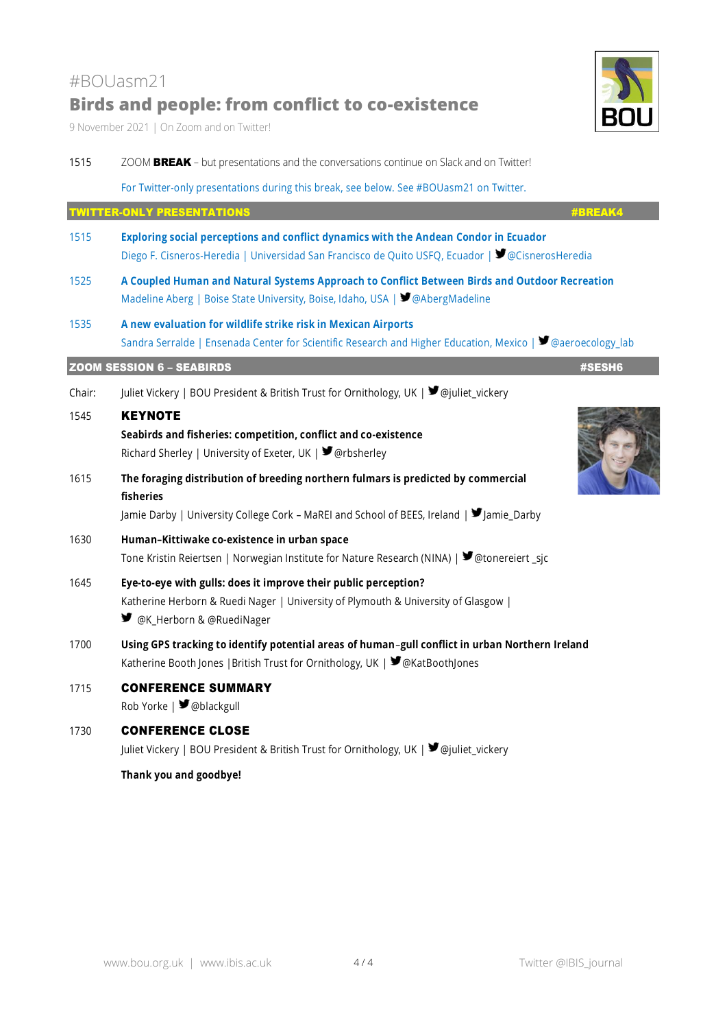# #BOUasm21

## Birds and people: from conflict to co-existence

9 November 2021 | On Zoom and on Twitter!

1515 ZOOM **BREAK** – but presentations and the conversations continue on Slack and on Twitter!

For Twitter-only presentations during this break, see below. See #BOUasm21 on Twitter.

### TWITTER-ONLY PRESENTATIONS #BREAK4

1515 **Exploring social perceptions and conflict dynamics with the Andean Condor in Ecuador**
Diego F. Cisneros-Heredia | Universidad San Francisco de Quito USFQ, Ecuador | @CisnerosHeredia

1525 **A Coupled Human and Natural Systems Approach to Conflict Between Birds and Outdoor Recreation**
Madeline Aberg | Boise State University, Boise, Idaho, USA | @AbergMadeline

1535 **A new evaluation for wildlife strike risk in Mexican Airports**
Sandra Serralde | Ensenada Center for Scientific Research and Higher Education, Mexico | @aeroecology_lab

### ZOOM SESSION 6 – SEABIRDS #SESH6

Chair: Juliet Vickery | BOU President & British Trust for Ornithology, UK | @juliet_vickery

1545 **KEYNOTE**
**Seabirds and fisheries: competition, conflict and co-existence**
Richard Sherley | University of Exeter, UK | @rbsherley

1615 **The foraging distribution of breeding northern fulmars is predicted by commercial fisheries**
Jamie Darby | University College Cork – MaREI and School of BEES, Ireland | Jamie_Darby

1630 **Human–Kittiwake co-existence in urban space**
Tone Kristin Reiertsen | Norwegian Institute for Nature Research (NINA) | @tonereiert _sjc

1645 **Eye-to-eye with gulls: does it improve their public perception?**
Katherine Herborn & Ruedi Nager | University of Plymouth & University of Glasgow | @K_Herborn & @RuediNager

1700 **Using GPS tracking to identify potential areas of human–gull conflict in urban Northern Ireland**
Katherine Booth Jones |British Trust for Ornithology, UK | @KatBoothJones

1715 **CONFERENCE SUMMARY**
Rob Yorke | @blackgull

1730 **CONFERENCE CLOSE**
Juliet Vickery | BOU President & British Trust for Ornithology, UK | @juliet_vickery

**Thank you and goodbye!**